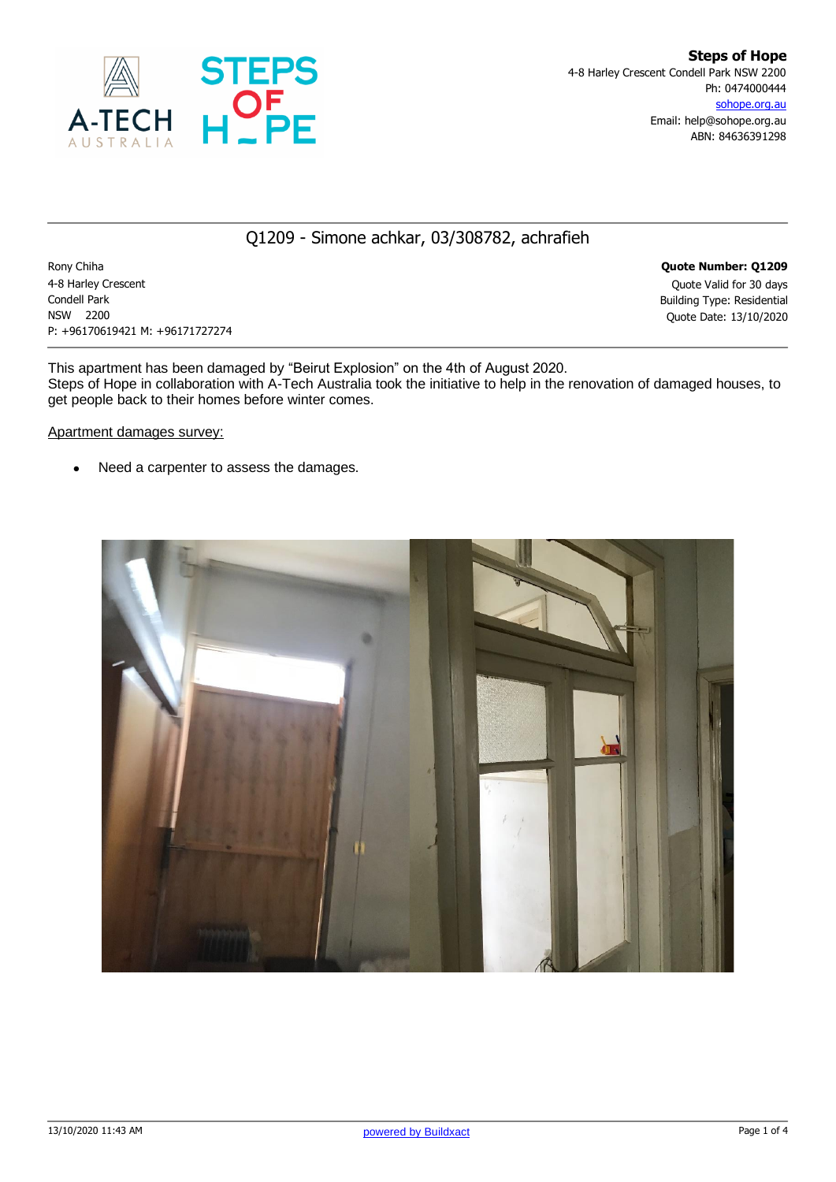**Steps of Hope**
4-8 Harley Crescent Condell Park NSW 2200
Ph: 0474000444
sohope.org.au
Email: help@sohope.org.au
ABN: 84636391298

## Q1209 - Simone achkar, 03/308782, achrafieh

Rony Chiha
4-8 Harley Crescent
Condell Park
NSW 2200
P: +96170619421 M: +96171727274

**Quote Number: Q1209**
Quote Valid for 30 days
Building Type: Residential
Quote Date: 13/10/2020

This apartment has been damaged by “Beirut Explosion” on the 4th of August 2020.
Steps of Hope in collaboration with A-Tech Australia took the initiative to help in the renovation of damaged houses, to get people back to their homes before winter comes.

Apartment damages survey:

- Need a carpenter to assess the damages.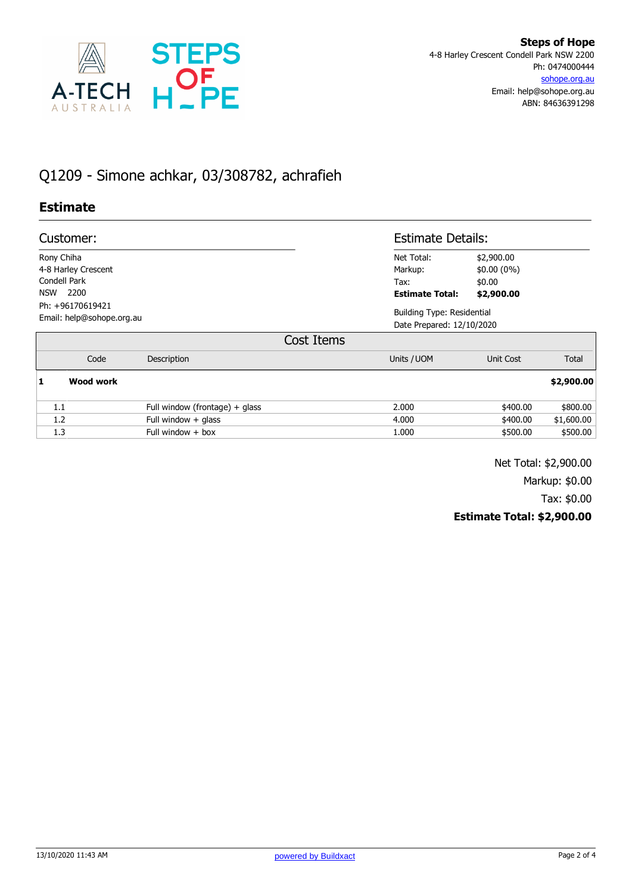**Steps of Hope**
4-8 Harley Crescent Condell Park NSW 2200
Ph: 0474000444
sohope.org.au
Email: help@sohope.org.au
ABN: 84636391298

# Q1209 - Simone achkar, 03/308782, achrafieh

## Estimate

### Customer:

Rony Chiha
4-8 Harley Crescent
Condell Park
NSW 2200
Ph: +96170619421
Email: help@sohope.org.au

### Estimate Details:

| | |
|---|---|
| Net Total: | $2,900.00 |
| Markup: | $0.00 (0%) |
| Tax: | $0.00 |
| **Estimate Total:** | **$2,900.00** |

Building Type: Residential
Date Prepared: 12/10/2020

### Cost Items

| | Code | Description | Units / UOM | Unit Cost | Total |
|---|---|---|---|---|---|
| **1** | **Wood work** | | | | **$2,900.00** |
| 1.1 | | Full window (frontage) + glass | 2.000 | $400.00 | $800.00 |
| 1.2 | | Full window + glass | 4.000 | $400.00 | $1,600.00 |
| 1.3 | | Full window + box | 1.000 | $500.00 | $500.00 |

Net Total: $2,900.00
Markup: $0.00
Tax: $0.00
**Estimate Total: $2,900.00**

13/10/2020 11:43 AM — powered by Buildxact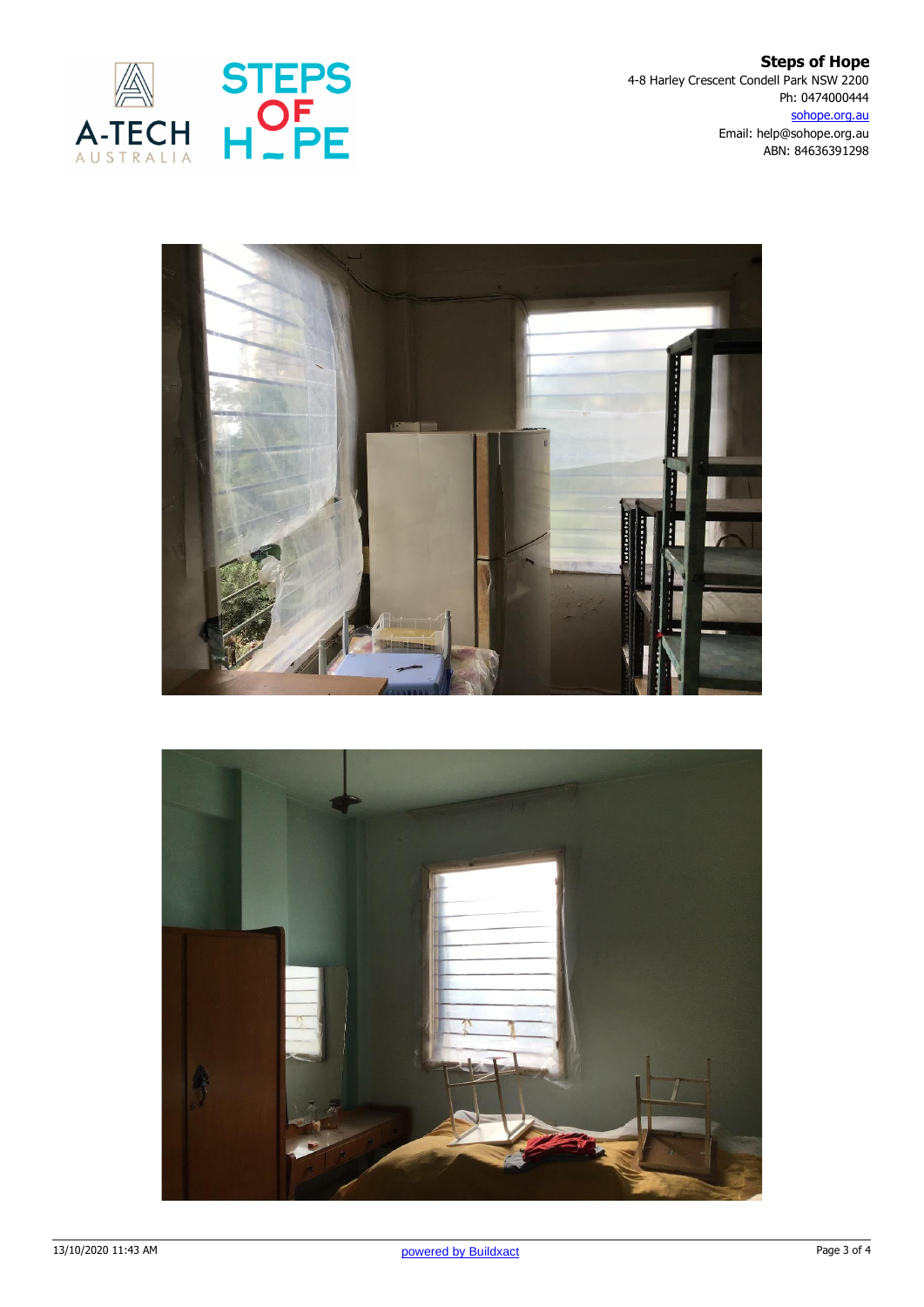**Steps of Hope**
4-8 Harley Crescent Condell Park NSW 2200
Ph: 0474000444
sohope.org.au
Email: help@sohope.org.au
ABN: 84636391298